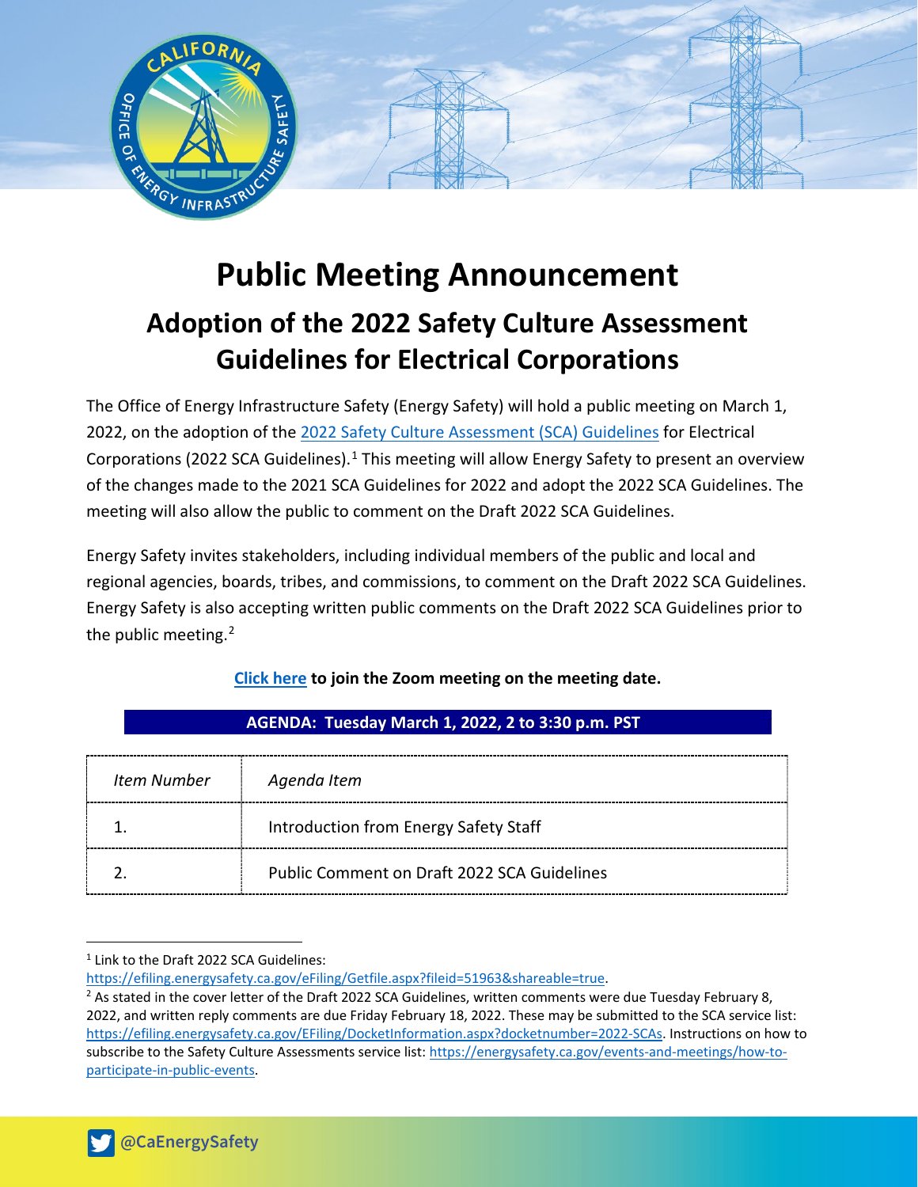# Public Meeting Announcement

## Adoption of the 2022 Safety Culture Assessment Guidelines for Electrical Corporations

The Office of Energy Infrastructure Safety (Energy Safety) will hold a public meeting on March 1, 2022, on the adoption of the 2022 Safety Culture Assessment (SCA) Guidelines for Electrical Corporations (2022 SCA Guidelines).[1] This meeting will allow Energy Safety to present an overview of the changes made to the 2021 SCA Guidelines for 2022 and adopt the 2022 SCA Guidelines. The meeting will also allow the public to comment on the Draft 2022 SCA Guidelines.

Energy Safety invites stakeholders, including individual members of the public and local and regional agencies, boards, tribes, and commissions, to comment on the Draft 2022 SCA Guidelines. Energy Safety is also accepting written public comments on the Draft 2022 SCA Guidelines prior to the public meeting.[2]

**Click here to join the Zoom meeting on the meeting date.**

**AGENDA: Tuesday March 1, 2022, 2 to 3:30 p.m. PST**

| *Item Number* | *Agenda Item* |
|---|---|
| 1. | Introduction from Energy Safety Staff |
| 2. | Public Comment on Draft 2022 SCA Guidelines |

[1] Link to the Draft 2022 SCA Guidelines: https://efiling.energysafety.ca.gov/eFiling/Getfile.aspx?fileid=51963&shareable=true.

[2] As stated in the cover letter of the Draft 2022 SCA Guidelines, written comments were due Tuesday February 8, 2022, and written reply comments are due Friday February 18, 2022. These may be submitted to the SCA service list: https://efiling.energysafety.ca.gov/EFiling/DocketInformation.aspx?docketnumber=2022-SCAs. Instructions on how to subscribe to the Safety Culture Assessments service list: https://energysafety.ca.gov/events-and-meetings/how-to-participate-in-public-events.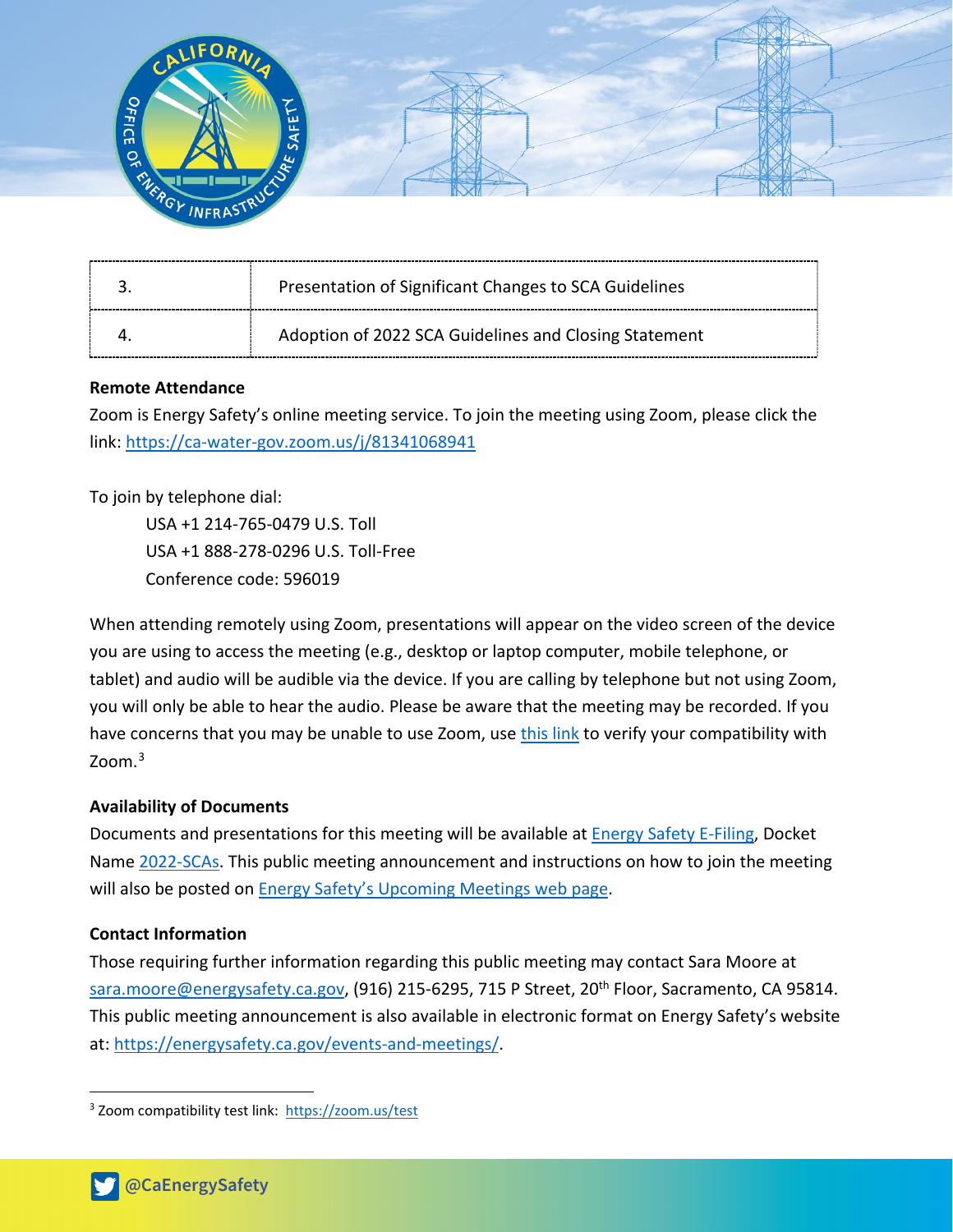| 3. | Presentation of Significant Changes to SCA Guidelines |
|---|---|
| 4. | Adoption of 2022 SCA Guidelines and Closing Statement |

**Remote Attendance**

Zoom is Energy Safety's online meeting service. To join the meeting using Zoom, please click the link: https://ca-water-gov.zoom.us/j/81341068941

To join by telephone dial:

USA +1 214-765-0479 U.S. Toll
USA +1 888-278-0296 U.S. Toll-Free
Conference code: 596019

When attending remotely using Zoom, presentations will appear on the video screen of the device you are using to access the meeting (e.g., desktop or laptop computer, mobile telephone, or tablet) and audio will be audible via the device. If you are calling by telephone but not using Zoom, you will only be able to hear the audio. Please be aware that the meeting may be recorded. If you have concerns that you may be unable to use Zoom, use this link to verify your compatibility with Zoom.[3]

**Availability of Documents**

Documents and presentations for this meeting will be available at Energy Safety E-Filing, Docket Name 2022-SCAs. This public meeting announcement and instructions on how to join the meeting will also be posted on Energy Safety's Upcoming Meetings web page.

**Contact Information**

Those requiring further information regarding this public meeting may contact Sara Moore at sara.moore@energysafety.ca.gov, (916) 215-6295, 715 P Street, 20th Floor, Sacramento, CA 95814. This public meeting announcement is also available in electronic format on Energy Safety's website at: https://energysafety.ca.gov/events-and-meetings/.

[3] Zoom compatibility test link: https://zoom.us/test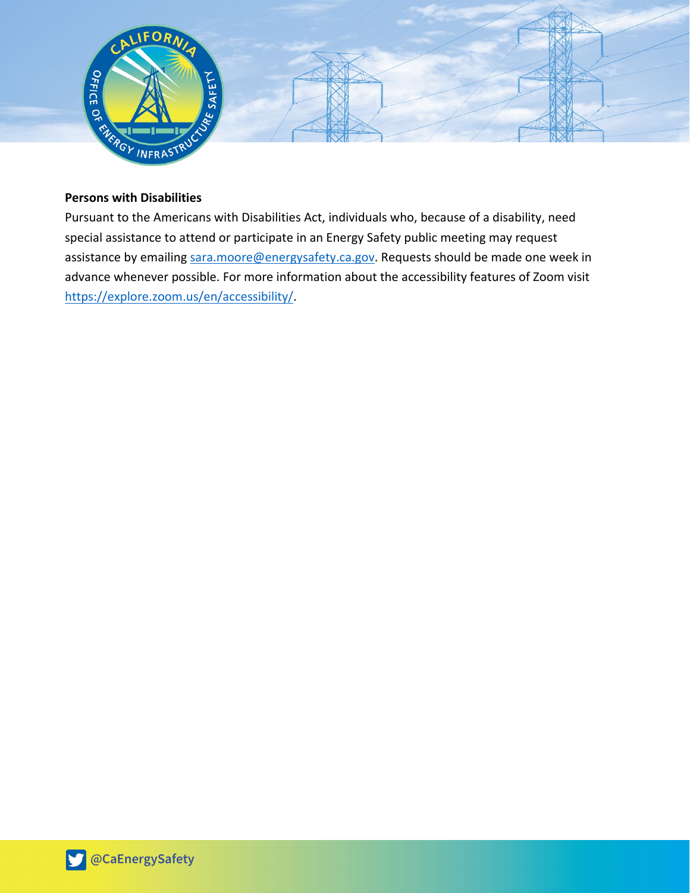**Persons with Disabilities**

Pursuant to the Americans with Disabilities Act, individuals who, because of a disability, need special assistance to attend or participate in an Energy Safety public meeting may request assistance by emailing sara.moore@energysafety.ca.gov. Requests should be made one week in advance whenever possible. For more information about the accessibility features of Zoom visit https://explore.zoom.us/en/accessibility/.